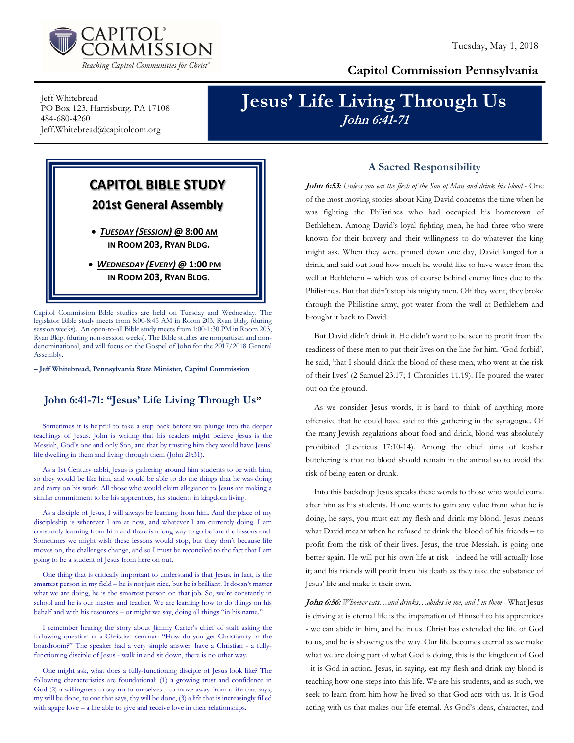Capitol Commission — Reaching Capitol Communities for Christ

Tuesday, May 1, 2018

**Capitol Commission Pennsylvania**

Jeff Whitebread
PO Box 123, Harrisburg, PA 17108
484-680-4260
Jeff.Whitebread@capitolcom.org

# Jesus' Life Living Through Us

***John 6:41-71***

## CAPITOL BIBLE STUDY

### 201st General Assembly

- ***TUESDAY (SESSION)* @ 8:00 AM IN ROOM 203, RYAN BLDG.**
- ***WEDNESDAY (EVERY)* @ 1:00 PM IN ROOM 203, RYAN BLDG.**

Capitol Commission Bible studies are held on Tuesday and Wednesday. The legislator Bible study meets from 8:00-8:45 AM in Room 203, Ryan Bldg. (during session weeks). An open-to-all Bible study meets from 1:00-1:30 PM in Room 203, Ryan Bldg. (during non-session weeks). The Bible studies are nonpartisan and non-denominational, and will focus on the Gospel of John for the 2017/2018 General Assembly.

**– Jeff Whitebread, Pennsylvania State Minister, Capitol Commission**

## John 6:41-71: "Jesus' Life Living Through Us"

Sometimes it is helpful to take a step back before we plunge into the deeper teachings of Jesus. John is writing that his readers might believe Jesus is the Messiah, God's one and only Son, and that by trusting him they would have Jesus' life dwelling in them and living through them (John 20:31).

As a 1st Century rabbi, Jesus is gathering around him students to be with him, so they would be like him, and would be able to do the things that he was doing and carry on his work. All those who would claim allegiance to Jesus are making a similar commitment to be his apprentices, his students in kingdom living.

As a disciple of Jesus, I will always be learning from him. And the place of my discipleship is wherever I am at now, and whatever I am currently doing. I am constantly learning from him and there is a long way to go before the lessons end. Sometimes we might wish these lessons would stop, but they don't because life moves on, the challenges change, and so I must be reconciled to the fact that I am going to be a student of Jesus from here on out.

One thing that is critically important to understand is that Jesus, in fact, is the smartest person in my field – he is not just nice, but he is brilliant. It doesn't matter what we are doing, he is the smartest person on that job. So, we're constantly in school and he is our master and teacher. We are learning how to do things on his behalf and with his resources – or might we say, doing all things "in his name."

I remember hearing the story about Jimmy Carter's chief of staff asking the following question at a Christian seminar: "How do you get Christianity in the boardroom?" The speaker had a very simple answer: have a Christian - a fully-functioning disciple of Jesus - walk in and sit down, there is no other way.

One might ask, what does a fully-functioning disciple of Jesus look like? The following characteristics are foundational: (1) a growing trust and confidence in God (2) a willingness to say no to ourselves - to move away from a life that says, my will be done, to one that says, thy will be done, (3) a life that is increasingly filled with agape love – a life able to give and receive love in their relationships.

## A Sacred Responsibility

***John 6:53:*** *Unless you eat the flesh of the Son of Man and drink his blood* - One of the most moving stories about King David concerns the time when he was fighting the Philistines who had occupied his hometown of Bethlehem. Among David's loyal fighting men, he had three who were known for their bravery and their willingness to do whatever the king might ask. When they were pinned down one day, David longed for a drink, and said out loud how much he would like to have water from the well at Bethlehem – which was of course behind enemy lines due to the Philistines. But that didn't stop his mighty men. Off they went, they broke through the Philistine army, got water from the well at Bethlehem and brought it back to David.

But David didn't drink it. He didn't want to be seen to profit from the readiness of these men to put their lives on the line for him. 'God forbid', he said, 'that I should drink the blood of these men, who went at the risk of their lives' (2 Samuel 23.17; 1 Chronicles 11.19). He poured the water out on the ground.

As we consider Jesus words, it is hard to think of anything more offensive that he could have said to this gathering in the synagogue. Of the many Jewish regulations about food and drink, blood was absolutely prohibited (Leviticus 17:10-14). Among the chief aims of kosher butchering is that no blood should remain in the animal so to avoid the risk of being eaten or drunk.

Into this backdrop Jesus speaks these words to those who would come after him as his students. If one wants to gain any value from what he is doing, he says, you must eat my flesh and drink my blood. Jesus means what David meant when he refused to drink the blood of his friends – to profit from the risk of their lives. Jesus, the true Messiah, is going one better again. He will put his own life at risk - indeed he will actually lose it; and his friends will profit from his death as they take the substance of Jesus' life and make it their own.

***John 6:56:*** *Whoever eats…and drinks…abides in me, and I in them* - What Jesus is driving at is eternal life is the impartation of Himself to his apprentices - we can abide in him, and he in us. Christ has extended the life of God to us, and he is showing us the way. Our life becomes eternal as we make what we are doing part of what God is doing, this is the kingdom of God - it is God in action. Jesus, in saying, eat my flesh and drink my blood is teaching how one steps into this life. We are his students, and as such, we seek to learn from him how he lived so that God acts with us. It is God acting with us that makes our life eternal. As God's ideas, character, and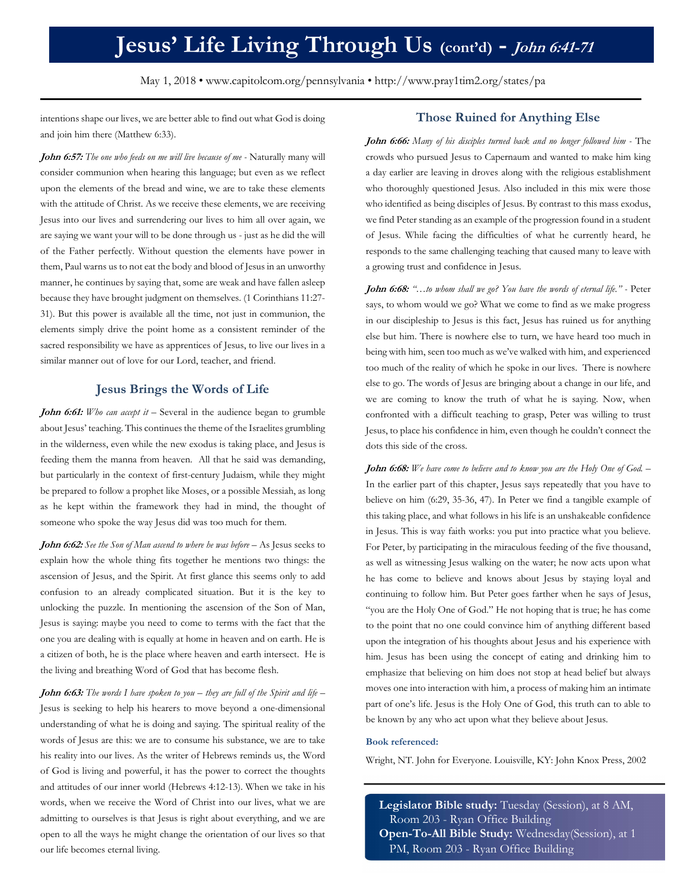# Jesus' Life Living Through Us (cont'd) - *John 6:41-71*

May 1, 2018 • www.capitolcom.org/pennsylvania • http://www.pray1tim2.org/states/pa

intentions shape our lives, we are better able to find out what God is doing and join him there (Matthew 6:33).

***John 6:57:*** *The one who feeds on me will live because of me* - Naturally many will consider communion when hearing this language; but even as we reflect upon the elements of the bread and wine, we are to take these elements with the attitude of Christ. As we receive these elements, we are receiving Jesus into our lives and surrendering our lives to him all over again, we are saying we want your will to be done through us - just as he did the will of the Father perfectly. Without question the elements have power in them, Paul warns us to not eat the body and blood of Jesus in an unworthy manner, he continues by saying that, some are weak and have fallen asleep because they have brought judgment on themselves. (1 Corinthians 11:27-31). But this power is available all the time, not just in communion, the elements simply drive the point home as a consistent reminder of the sacred responsibility we have as apprentices of Jesus, to live our lives in a similar manner out of love for our Lord, teacher, and friend.

## Jesus Brings the Words of Life

***John 6:61:*** *Who can accept it* – Several in the audience began to grumble about Jesus' teaching. This continues the theme of the Israelites grumbling in the wilderness, even while the new exodus is taking place, and Jesus is feeding them the manna from heaven. All that he said was demanding, but particularly in the context of first-century Judaism, while they might be prepared to follow a prophet like Moses, or a possible Messiah, as long as he kept within the framework they had in mind, the thought of someone who spoke the way Jesus did was too much for them.

***John 6:62:*** *See the Son of Man ascend to where he was before* – As Jesus seeks to explain how the whole thing fits together he mentions two things: the ascension of Jesus, and the Spirit. At first glance this seems only to add confusion to an already complicated situation. But it is the key to unlocking the puzzle. In mentioning the ascension of the Son of Man, Jesus is saying: maybe you need to come to terms with the fact that the one you are dealing with is equally at home in heaven and on earth. He is a citizen of both, he is the place where heaven and earth intersect. He is the living and breathing Word of God that has become flesh.

***John 6:63:*** *The words I have spoken to you – they are full of the Spirit and life* – Jesus is seeking to help his hearers to move beyond a one-dimensional understanding of what he is doing and saying. The spiritual reality of the words of Jesus are this: we are to consume his substance, we are to take his reality into our lives. As the writer of Hebrews reminds us, the Word of God is living and powerful, it has the power to correct the thoughts and attitudes of our inner world (Hebrews 4:12-13). When we take in his words, when we receive the Word of Christ into our lives, what we are admitting to ourselves is that Jesus is right about everything, and we are open to all the ways he might change the orientation of our lives so that our life becomes eternal living.

## Those Ruined for Anything Else

***John 6:66:*** *Many of his disciples turned back and no longer followed him* - The crowds who pursued Jesus to Capernaum and wanted to make him king a day earlier are leaving in droves along with the religious establishment who thoroughly questioned Jesus. Also included in this mix were those who identified as being disciples of Jesus. By contrast to this mass exodus, we find Peter standing as an example of the progression found in a student of Jesus. While facing the difficulties of what he currently heard, he responds to the same challenging teaching that caused many to leave with a growing trust and confidence in Jesus.

***John 6:68:*** *"…to whom shall we go? You have the words of eternal life."* - Peter says, to whom would we go? What we come to find as we make progress in our discipleship to Jesus is this fact, Jesus has ruined us for anything else but him. There is nowhere else to turn, we have heard too much in being with him, seen too much as we've walked with him, and experienced too much of the reality of which he spoke in our lives. There is nowhere else to go. The words of Jesus are bringing about a change in our life, and we are coming to know the truth of what he is saying. Now, when confronted with a difficult teaching to grasp, Peter was willing to trust Jesus, to place his confidence in him, even though he couldn't connect the dots this side of the cross.

***John 6:68:*** *We have come to believe and to know you are the Holy One of God.* – In the earlier part of this chapter, Jesus says repeatedly that you have to believe on him (6:29, 35-36, 47). In Peter we find a tangible example of this taking place, and what follows in his life is an unshakeable confidence in Jesus. This is way faith works: you put into practice what you believe. For Peter, by participating in the miraculous feeding of the five thousand, as well as witnessing Jesus walking on the water; he now acts upon what he has come to believe and knows about Jesus by staying loyal and continuing to follow him. But Peter goes farther when he says of Jesus, "you are the Holy One of God." He not hoping that is true; he has come to the point that no one could convince him of anything different based upon the integration of his thoughts about Jesus and his experience with him. Jesus has been using the concept of eating and drinking him to emphasize that believing on him does not stop at head belief but always moves one into interaction with him, a process of making him an intimate part of one's life. Jesus is the Holy One of God, this truth can to able to be known by any who act upon what they believe about Jesus.

**Book referenced:**

Wright, NT. John for Everyone. Louisville, KY: John Knox Press, 2002

**Legislator Bible study:** Tuesday (Session), at 8 AM, Room 203 - Ryan Office Building
**Open-To-All Bible Study:** Wednesday(Session), at 1 PM, Room 203 - Ryan Office Building